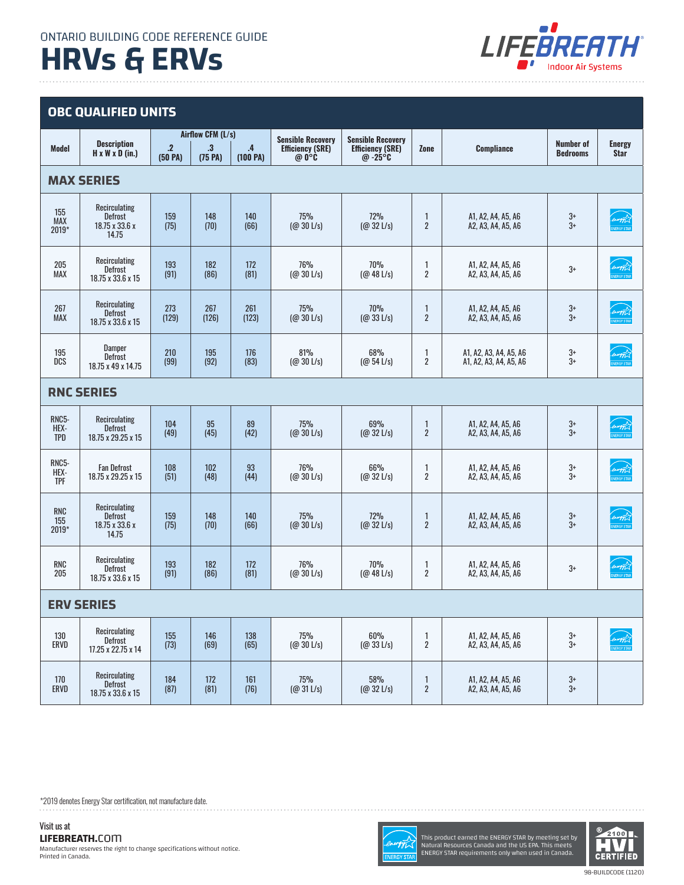ONTARIO BUILDING CODE REFERENCE GUIDE

# HRVs & ERVs

## OBC QUALIFIED UNITS

| Model | Description H x W x D (in.) | Airflow CFM (L/s) .2 (50 PA) | .3 (75 PA) | .4 (100 PA) | Sensible Recovery Efficiency (SRE) @ 0°C | Sensible Recovery Efficiency (SRE) @ -25°C | Zone | Compliance | Number of Bedrooms | Energy Star |
|---|---|---|---|---|---|---|---|---|---|---|
| **MAX SERIES** | | | | | | | | | | |
| 155 MAX 2019* | Recirculating Defrost 18.75 x 33.6 x 14.75 | 159 (75) | 148 (70) | 140 (66) | 75% (@ 30 L/s) | 72% (@ 32 L/s) | 1<br>2 | A1, A2, A4, A5, A6<br>A2, A3, A4, A5, A6 | 3+<br>3+ | Energy Star |
| 205 MAX | Recirculating Defrost 18.75 x 33.6 x 15 | 193 (91) | 182 (86) | 172 (81) | 76% (@ 30 L/s) | 70% (@ 48 L/s) | 1<br>2 | A1, A2, A4, A5, A6<br>A2, A3, A4, A5, A6 | 3+ | Energy Star |
| 267 MAX | Recirculating Defrost 18.75 x 33.6 x 15 | 273 (129) | 267 (126) | 261 (123) | 75% (@ 30 L/s) | 70% (@ 33 L/s) | 1<br>2 | A1, A2, A4, A5, A6<br>A2, A3, A4, A5, A6 | 3+<br>3+ | Energy Star |
| 195 DCS | Damper Defrost 18.75 x 49 x 14.75 | 210 (99) | 195 (92) | 176 (83) | 81% (@ 30 L/s) | 68% (@ 54 L/s) | 1<br>2 | A1, A2, A3, A4, A5, A6<br>A1, A2, A3, A4, A5, A6 | 3+<br>3+ | Energy Star |
| **RNC SERIES** | | | | | | | | | | |
| RNC5-HEX-TPD | Recirculating Defrost 18.75 x 29.25 x 15 | 104 (49) | 95 (45) | 89 (42) | 75% (@ 30 L/s) | 69% (@ 32 L/s) | 1<br>2 | A1, A2, A4, A5, A6<br>A2, A3, A4, A5, A6 | 3+<br>3+ | Energy Star |
| RNC5-HEX-TPF | Fan Defrost 18.75 x 29.25 x 15 | 108 (51) | 102 (48) | 93 (44) | 76% (@ 30 L/s) | 66% (@ 32 L/s) | 1<br>2 | A1, A2, A4, A5, A6<br>A2, A3, A4, A5, A6 | 3+<br>3+ | Energy Star |
| RNC 155 2019* | Recirculating Defrost 18.75 x 33.6 x 14.75 | 159 (75) | 148 (70) | 140 (66) | 75% (@ 30 L/s) | 72% (@ 32 L/s) | 1<br>2 | A1, A2, A4, A5, A6<br>A2, A3, A4, A5, A6 | 3+<br>3+ | Energy Star |
| RNC 205 | Recirculating Defrost 18.75 x 33.6 x 15 | 193 (91) | 182 (86) | 172 (81) | 76% (@ 30 L/s) | 70% (@ 48 L/s) | 1<br>2 | A1, A2, A4, A5, A6<br>A2, A3, A4, A5, A6 | 3+ | Energy Star |
| **ERV SERIES** | | | | | | | | | | |
| 130 ERVD | Recirculating Defrost 17.25 x 22.75 x 14 | 155 (73) | 146 (69) | 138 (65) | 75% (@ 30 L/s) | 60% (@ 33 L/s) | 1<br>2 | A1, A2, A4, A5, A6<br>A2, A3, A4, A5, A6 | 3+<br>3+ | Energy Star |
| 170 ERVD | Recirculating Defrost 18.75 x 33.6 x 15 | 184 (87) | 172 (81) | 161 (76) | 75% (@ 31 L/s) | 58% (@ 32 L/s) | 1<br>2 | A1, A2, A4, A5, A6<br>A2, A3, A4, A5, A6 | 3+<br>3+ | |

*2019 denotes Energy Star certification, not manufacture date.

Visit us at
**LIFEBREATH.COM**
Manufacturer reserves the right to change specifications without notice.
Printed in Canada.

This product earned the ENERGY STAR by meeting set by Natural Resources Canada and the US EPA. This meets ENERGY STAR requirements only when used in Canada.

2100 HVI CERTIFIED

98-BUILDCODE (1120)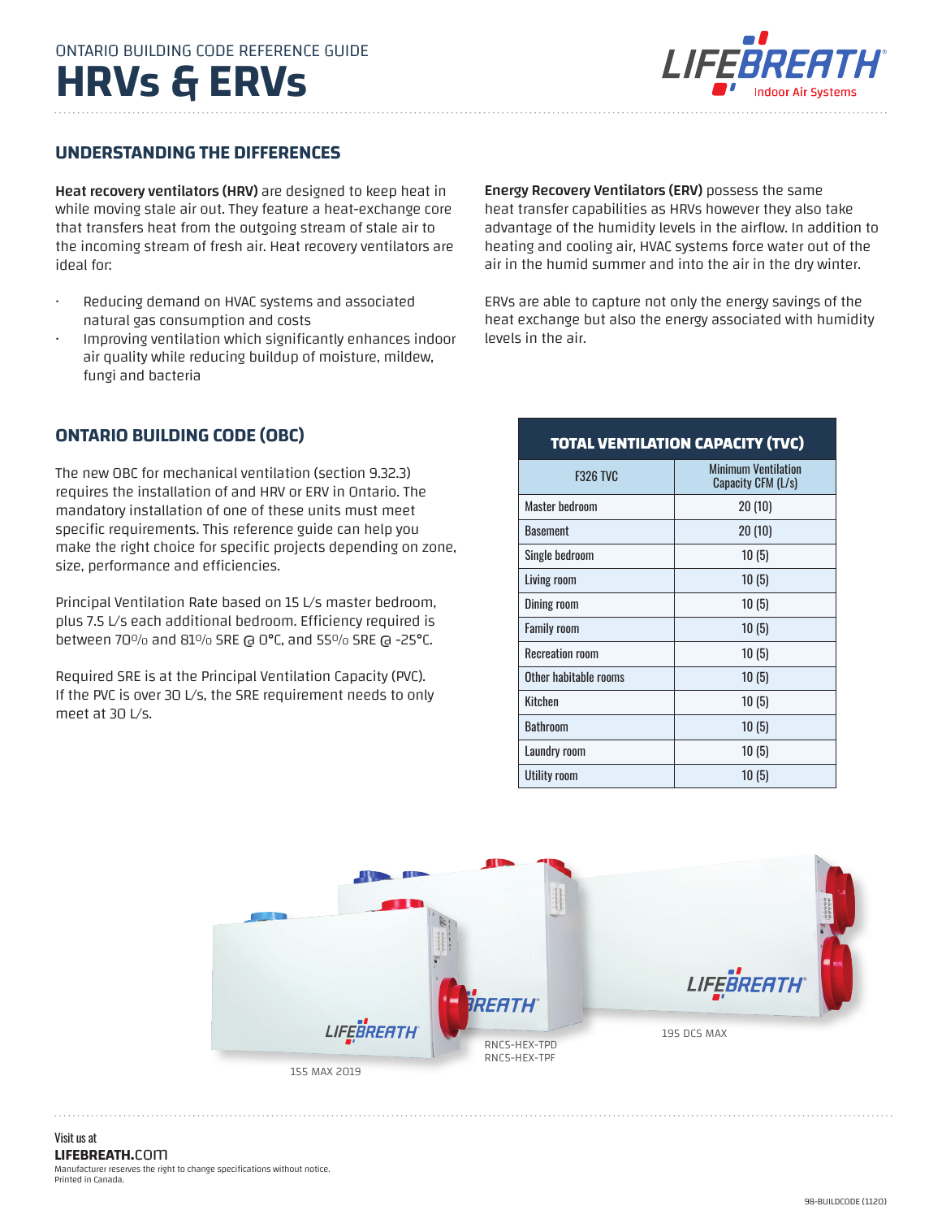ONTARIO BUILDING CODE REFERENCE GUIDE

# HRVs & ERVs

## UNDERSTANDING THE DIFFERENCES

**Heat recovery ventilators (HRV)** are designed to keep heat in while moving stale air out. They feature a heat-exchange core that transfers heat from the outgoing stream of stale air to the incoming stream of fresh air. Heat recovery ventilators are ideal for:

- Reducing demand on HVAC systems and associated natural gas consumption and costs
- Improving ventilation which significantly enhances indoor air quality while reducing buildup of moisture, mildew, fungi and bacteria

**Energy Recovery Ventilators (ERV)** possess the same heat transfer capabilities as HRVs however they also take advantage of the humidity levels in the airflow. In addition to heating and cooling air, HVAC systems force water out of the air in the humid summer and into the air in the dry winter.

ERVs are able to capture not only the energy savings of the heat exchange but also the energy associated with humidity levels in the air.

## ONTARIO BUILDING CODE (OBC)

The new OBC for mechanical ventilation (section 9.32.3) requires the installation of and HRV or ERV in Ontario. The mandatory installation of one of these units must meet specific requirements. This reference guide can help you make the right choice for specific projects depending on zone, size, performance and efficiencies.

Principal Ventilation Rate based on 15 L/s master bedroom, plus 7.5 L/s each additional bedroom. Efficiency required is between 70% and 81% SRE @ 0°C, and 55% SRE @ -25°C.

Required SRE is at the Principal Ventilation Capacity (PVC). If the PVC is over 30 L/s, the SRE requirement needs to only meet at 30 L/s.

**TOTAL VENTILATION CAPACITY (TVC)**

| F326 TVC | Minimum Ventilation Capacity CFM (L/s) |
|---|---|
| Master bedroom | 20 (10) |
| Basement | 20 (10) |
| Single bedroom | 10 (5) |
| Living room | 10 (5) |
| Dining room | 10 (5) |
| Family room | 10 (5) |
| Recreation room | 10 (5) |
| Other habitable rooms | 10 (5) |
| Kitchen | 10 (5) |
| Bathroom | 10 (5) |
| Laundry room | 10 (5) |
| Utility room | 10 (5) |

155 MAX 2019

RNCS-HEX-TPD
RNCS-HEX-TPF

195 DCS MAX

Visit us at
**LIFEBREATH.com**
Manufacturer reserves the right to change specifications without notice.
Printed in Canada.

98-BUILDCODE (1120)